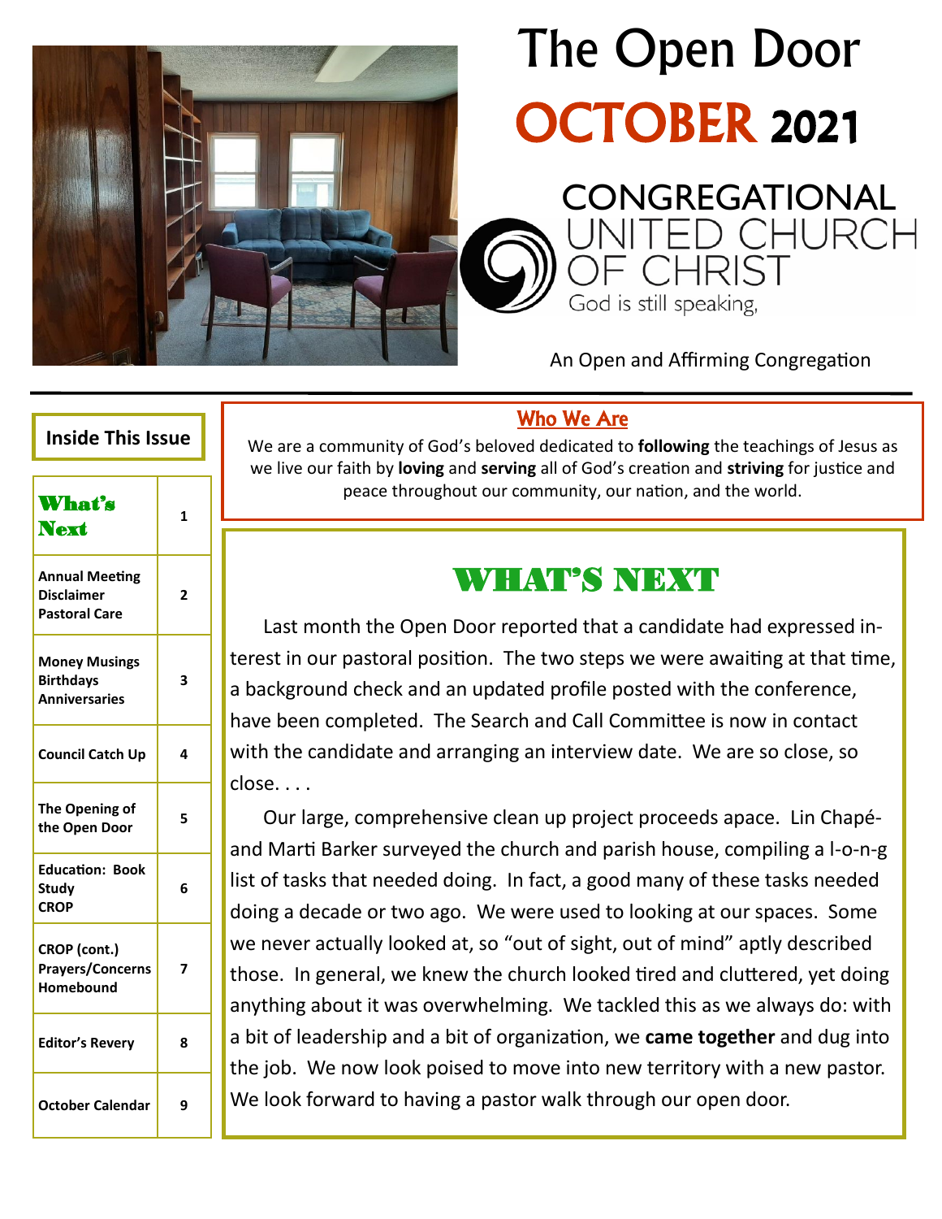# The Open Door

## OCTOBER 2021

CONGREGATIONAL UNITED CHURCH OF CHRIST

God is still speaking,

An Open and Affirming Congregation

### Inside This Issue

| Section | Page |
|---|---|
| What's Next | 1 |
| Annual Meeting<br>Disclaimer<br>Pastoral Care | 2 |
| Money Musings<br>Birthdays<br>Anniversaries | 3 |
| Council Catch Up | 4 |
| The Opening of the Open Door | 5 |
| Education: Book Study<br>CROP | 6 |
| CROP (cont.)<br>Prayers/Concerns<br>Homebound | 7 |
| Editor's Revery | 8 |
| October Calendar | 9 |

### Who We Are

We are a community of God's beloved dedicated to **following** the teachings of Jesus as we live our faith by **loving** and **serving** all of God's creation and **striving** for justice and peace throughout our community, our nation, and the world.

## WHAT'S NEXT

Last month the Open Door reported that a candidate had expressed interest in our pastoral position. The two steps we were awaiting at that time, a background check and an updated profile posted with the conference, have been completed. The Search and Call Committee is now in contact with the candidate and arranging an interview date. We are so close, so close. . . .

Our large, comprehensive clean up project proceeds apace. Lin Chapé- and Marti Barker surveyed the church and parish house, compiling a l-o-n-g list of tasks that needed doing. In fact, a good many of these tasks needed doing a decade or two ago. We were used to looking at our spaces. Some we never actually looked at, so "out of sight, out of mind" aptly described those. In general, we knew the church looked tired and cluttered, yet doing anything about it was overwhelming. We tackled this as we always do: with a bit of leadership and a bit of organization, we **came together** and dug into the job. We now look poised to move into new territory with a new pastor. We look forward to having a pastor walk through our open door.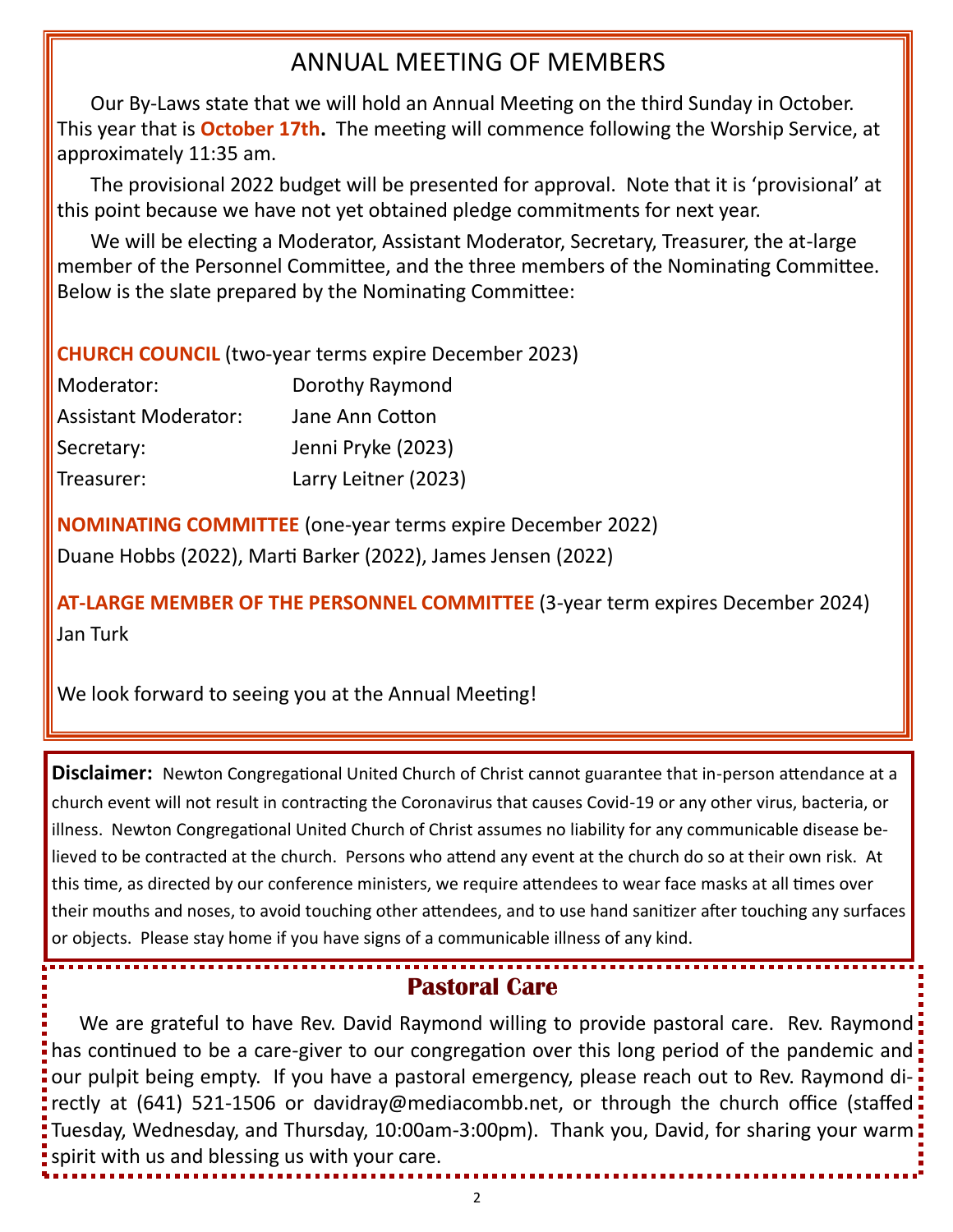# ANNUAL MEETING OF MEMBERS

Our By-Laws state that we will hold an Annual Meeting on the third Sunday in October. This year that is **October 17th.** The meeting will commence following the Worship Service, at approximately 11:35 am.

The provisional 2022 budget will be presented for approval. Note that it is 'provisional' at this point because we have not yet obtained pledge commitments for next year.

We will be electing a Moderator, Assistant Moderator, Secretary, Treasurer, the at-large member of the Personnel Committee, and the three members of the Nominating Committee. Below is the slate prepared by the Nominating Committee:

**CHURCH COUNCIL** (two-year terms expire December 2023)

| | |
|---|---|
| Moderator: | Dorothy Raymond |
| Assistant Moderator: | Jane Ann Cotton |
| Secretary: | Jenni Pryke (2023) |
| Treasurer: | Larry Leitner (2023) |

**NOMINATING COMMITTEE** (one-year terms expire December 2022)

Duane Hobbs (2022), Marti Barker (2022), James Jensen (2022)

**AT-LARGE MEMBER OF THE PERSONNEL COMMITTEE** (3-year term expires December 2024)

Jan Turk

We look forward to seeing you at the Annual Meeting!

**Disclaimer:** Newton Congregational United Church of Christ cannot guarantee that in-person attendance at a church event will not result in contracting the Coronavirus that causes Covid-19 or any other virus, bacteria, or illness. Newton Congregational United Church of Christ assumes no liability for any communicable disease believed to be contracted at the church. Persons who attend any event at the church do so at their own risk. At this time, as directed by our conference ministers, we require attendees to wear face masks at all times over their mouths and noses, to avoid touching other attendees, and to use hand sanitizer after touching any surfaces or objects. Please stay home if you have signs of a communicable illness of any kind.

## Pastoral Care

We are grateful to have Rev. David Raymond willing to provide pastoral care. Rev. Raymond has continued to be a care-giver to our congregation over this long period of the pandemic and our pulpit being empty. If you have a pastoral emergency, please reach out to Rev. Raymond directly at (641) 521-1506 or davidray@mediacombb.net, or through the church office (staffed Tuesday, Wednesday, and Thursday, 10:00am-3:00pm). Thank you, David, for sharing your warm spirit with us and blessing us with your care.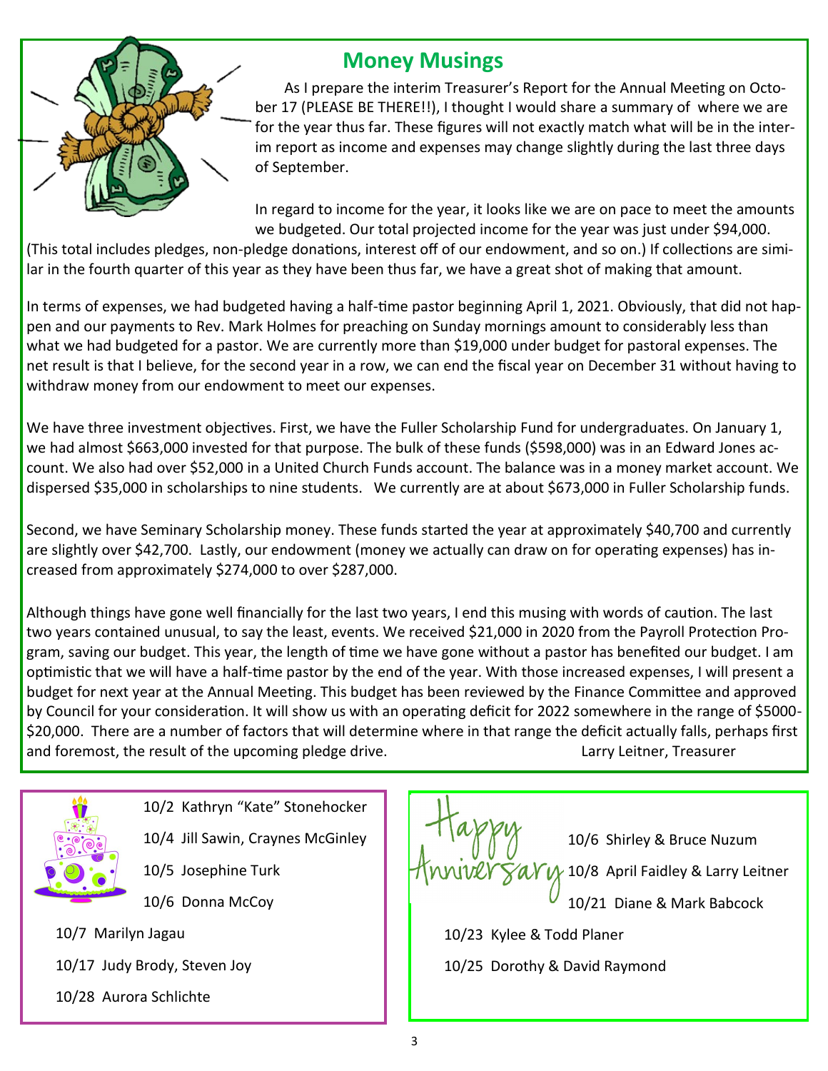## Money Musings

As I prepare the interim Treasurer's Report for the Annual Meeting on October 17 (PLEASE BE THERE!!), I thought I would share a summary of where we are for the year thus far. These figures will not exactly match what will be in the interim report as income and expenses may change slightly during the last three days of September.

In regard to income for the year, it looks like we are on pace to meet the amounts we budgeted. Our total projected income for the year was just under $94,000. (This total includes pledges, non-pledge donations, interest off of our endowment, and so on.) If collections are similar in the fourth quarter of this year as they have been thus far, we have a great shot of making that amount.

In terms of expenses, we had budgeted having a half-time pastor beginning April 1, 2021. Obviously, that did not happen and our payments to Rev. Mark Holmes for preaching on Sunday mornings amount to considerably less than what we had budgeted for a pastor. We are currently more than $19,000 under budget for pastoral expenses. The net result is that I believe, for the second year in a row, we can end the fiscal year on December 31 without having to withdraw money from our endowment to meet our expenses.

We have three investment objectives. First, we have the Fuller Scholarship Fund for undergraduates. On January 1, we had almost $663,000 invested for that purpose. The bulk of these funds ($598,000) was in an Edward Jones account. We also had over $52,000 in a United Church Funds account. The balance was in a money market account. We dispersed $35,000 in scholarships to nine students. We currently are at about $673,000 in Fuller Scholarship funds.

Second, we have Seminary Scholarship money. These funds started the year at approximately $40,700 and currently are slightly over $42,700. Lastly, our endowment (money we actually can draw on for operating expenses) has increased from approximately $274,000 to over $287,000.

Although things have gone well financially for the last two years, I end this musing with words of caution. The last two years contained unusual, to say the least, events. We received $21,000 in 2020 from the Payroll Protection Program, saving our budget. This year, the length of time we have gone without a pastor has benefited our budget. I am optimistic that we will have a half-time pastor by the end of the year. With those increased expenses, I will present a budget for next year at the Annual Meeting. This budget has been reviewed by the Finance Committee and approved by Council for your consideration. It will show us with an operating deficit for 2022 somewhere in the range of $5000-$20,000. There are a number of factors that will determine where in that range the deficit actually falls, perhaps first and foremost, the result of the upcoming pledge drive.

Larry Leitner, Treasurer

10/2 Kathryn "Kate" Stonehocker

10/4 Jill Sawin, Craynes McGinley

10/5 Josephine Turk

10/6 Donna McCoy

10/7 Marilyn Jagau

10/17 Judy Brody, Steven Joy

10/28 Aurora Schlichte

Happy Anniversary

10/6 Shirley & Bruce Nuzum

10/8 April Faidley & Larry Leitner

10/21 Diane & Mark Babcock

10/23 Kylee & Todd Planer

10/25 Dorothy & David Raymond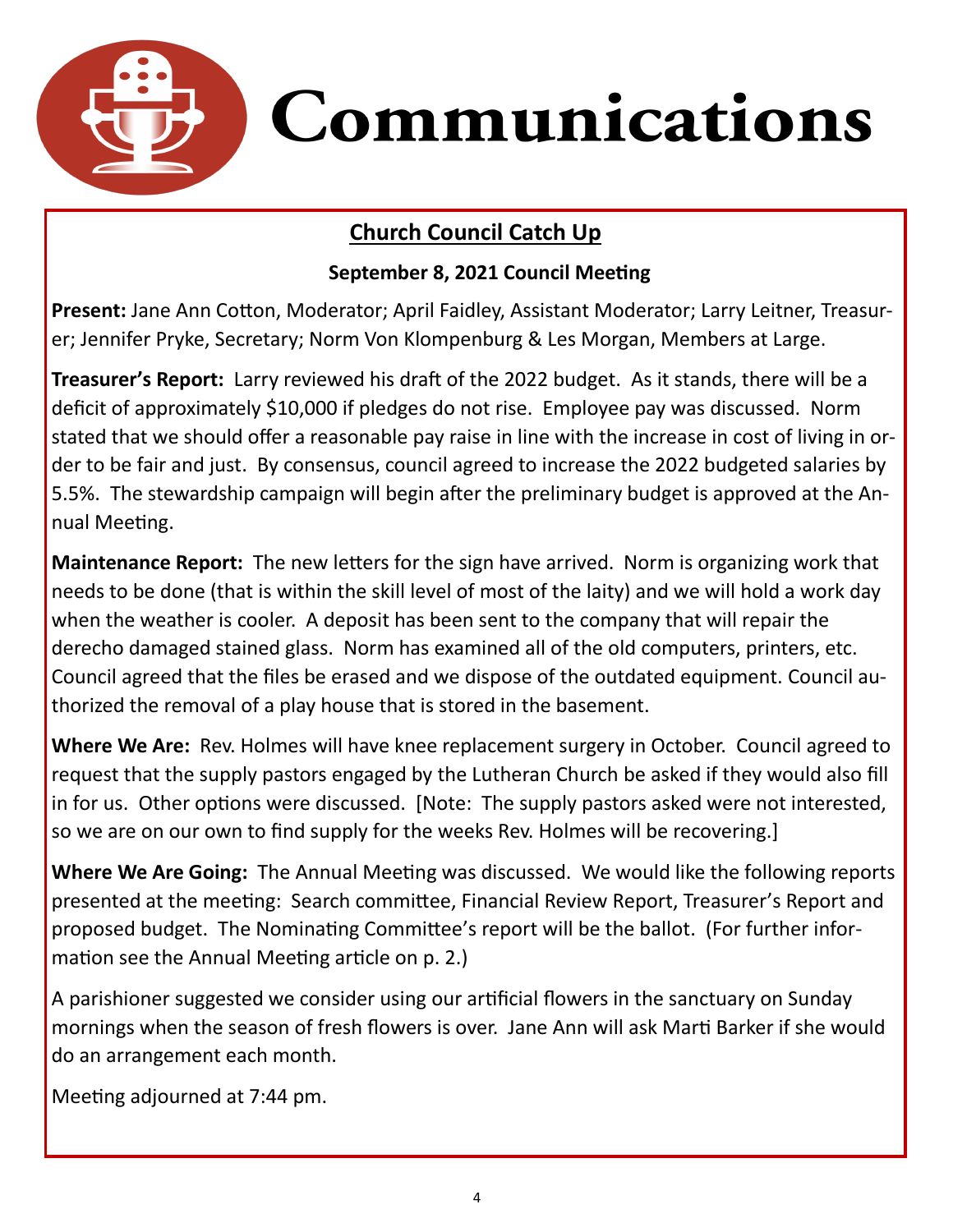# Communications

## Church Council Catch Up

### September 8, 2021 Council Meeting

**Present:** Jane Ann Cotton, Moderator; April Faidley, Assistant Moderator; Larry Leitner, Treasurer; Jennifer Pryke, Secretary; Norm Von Klompenburg & Les Morgan, Members at Large.

**Treasurer's Report:** Larry reviewed his draft of the 2022 budget. As it stands, there will be a deficit of approximately $10,000 if pledges do not rise. Employee pay was discussed. Norm stated that we should offer a reasonable pay raise in line with the increase in cost of living in order to be fair and just. By consensus, council agreed to increase the 2022 budgeted salaries by 5.5%. The stewardship campaign will begin after the preliminary budget is approved at the Annual Meeting.

**Maintenance Report:** The new letters for the sign have arrived. Norm is organizing work that needs to be done (that is within the skill level of most of the laity) and we will hold a work day when the weather is cooler. A deposit has been sent to the company that will repair the derecho damaged stained glass. Norm has examined all of the old computers, printers, etc. Council agreed that the files be erased and we dispose of the outdated equipment. Council authorized the removal of a play house that is stored in the basement.

**Where We Are:** Rev. Holmes will have knee replacement surgery in October. Council agreed to request that the supply pastors engaged by the Lutheran Church be asked if they would also fill in for us. Other options were discussed. [Note: The supply pastors asked were not interested, so we are on our own to find supply for the weeks Rev. Holmes will be recovering.]

**Where We Are Going:** The Annual Meeting was discussed. We would like the following reports presented at the meeting: Search committee, Financial Review Report, Treasurer's Report and proposed budget. The Nominating Committee's report will be the ballot. (For further information see the Annual Meeting article on p. 2.)

A parishioner suggested we consider using our artificial flowers in the sanctuary on Sunday mornings when the season of fresh flowers is over. Jane Ann will ask Marti Barker if she would do an arrangement each month.

Meeting adjourned at 7:44 pm.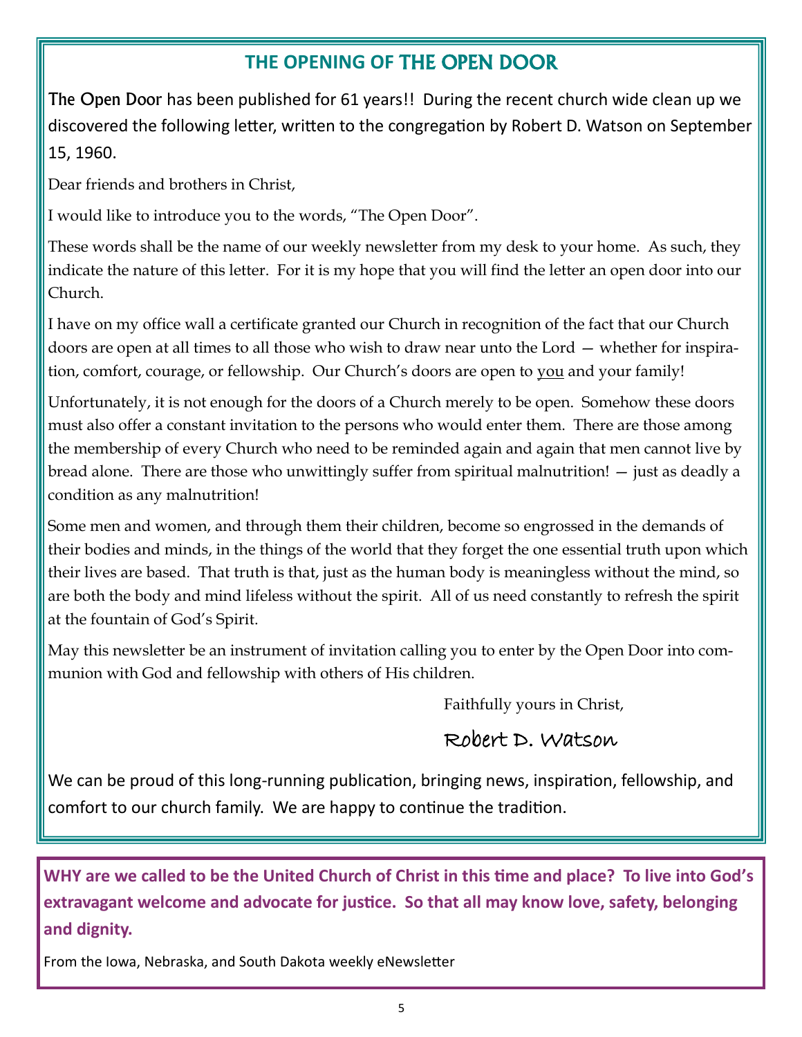## THE OPENING OF THE OPEN DOOR

**The Open Door** has been published for 61 years!! During the recent church wide clean up we discovered the following letter, written to the congregation by Robert D. Watson on September 15, 1960.

Dear friends and brothers in Christ,

I would like to introduce you to the words, "The Open Door".

These words shall be the name of our weekly newsletter from my desk to your home. As such, they indicate the nature of this letter. For it is my hope that you will find the letter an open door into our Church.

I have on my office wall a certificate granted our Church in recognition of the fact that our Church doors are open at all times to all those who wish to draw near unto the Lord — whether for inspiration, comfort, courage, or fellowship. Our Church's doors are open to <u>you</u> and your family!

Unfortunately, it is not enough for the doors of a Church merely to be open. Somehow these doors must also offer a constant invitation to the persons who would enter them. There are those among the membership of every Church who need to be reminded again and again that men cannot live by bread alone. There are those who unwittingly suffer from spiritual malnutrition! — just as deadly a condition as any malnutrition!

Some men and women, and through them their children, become so engrossed in the demands of their bodies and minds, in the things of the world that they forget the one essential truth upon which their lives are based. That truth is that, just as the human body is meaningless without the mind, so are both the body and mind lifeless without the spirit. All of us need constantly to refresh the spirit at the fountain of God's Spirit.

May this newsletter be an instrument of invitation calling you to enter by the Open Door into communion with God and fellowship with others of His children.

Faithfully yours in Christ,

Robert D. Watson

We can be proud of this long-running publication, bringing news, inspiration, fellowship, and comfort to our church family. We are happy to continue the tradition.

**WHY are we called to be the United Church of Christ in this time and place? To live into God's extravagant welcome and advocate for justice. So that all may know love, safety, belonging and dignity.**

From the Iowa, Nebraska, and South Dakota weekly eNewsletter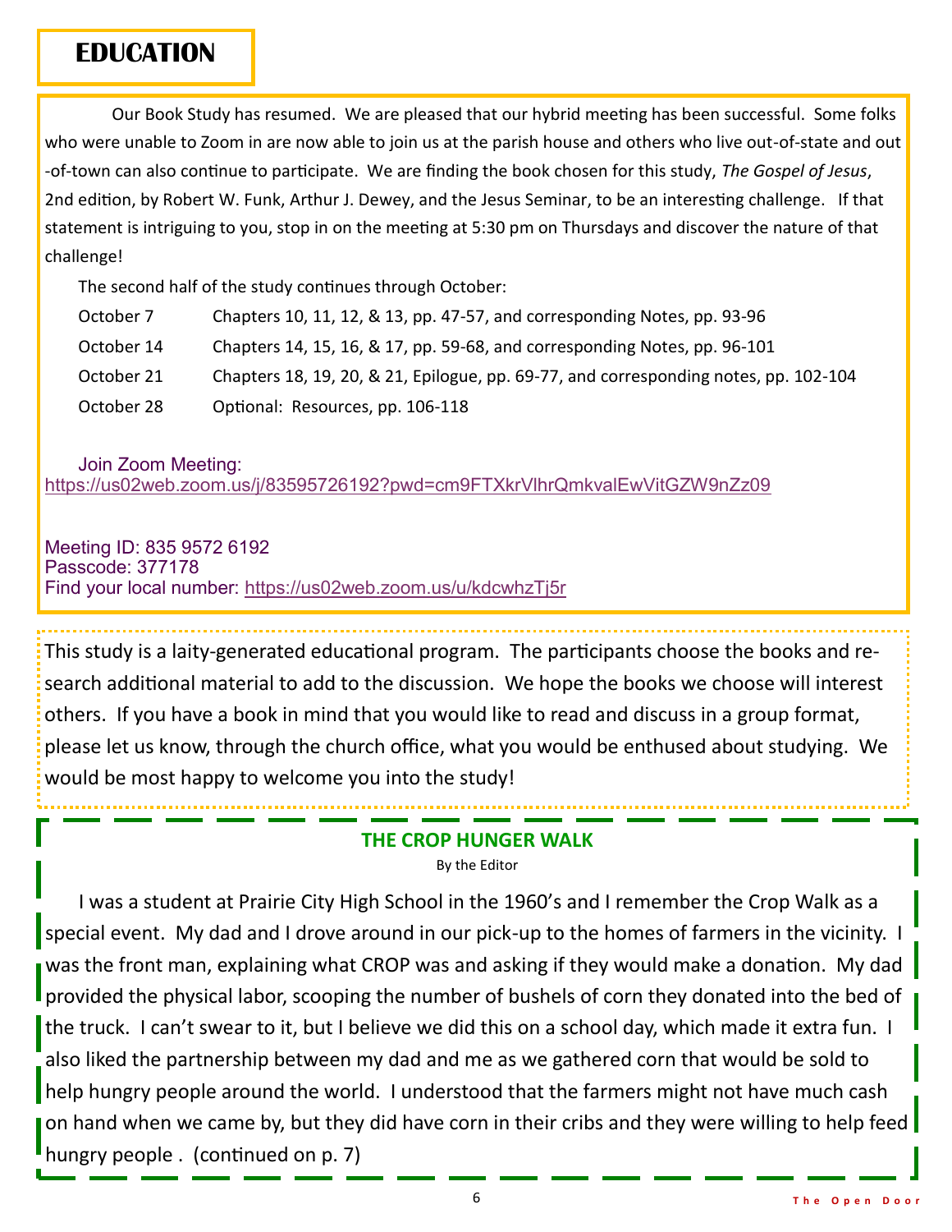# EDUCATION

Our Book Study has resumed. We are pleased that our hybrid meeting has been successful. Some folks who were unable to Zoom in are now able to join us at the parish house and others who live out-of-state and out-of-town can also continue to participate. We are finding the book chosen for this study, *The Gospel of Jesus*, 2nd edition, by Robert W. Funk, Arthur J. Dewey, and the Jesus Seminar, to be an interesting challenge. If that statement is intriguing to you, stop in on the meeting at 5:30 pm on Thursdays and discover the nature of that challenge!

The second half of the study continues through October:

| | |
|---|---|
| October 7 | Chapters 10, 11, 12, & 13, pp. 47-57, and corresponding Notes, pp. 93-96 |
| October 14 | Chapters 14, 15, 16, & 17, pp. 59-68, and corresponding Notes, pp. 96-101 |
| October 21 | Chapters 18, 19, 20, & 21, Epilogue, pp. 69-77, and corresponding notes, pp. 102-104 |
| October 28 | Optional: Resources, pp. 106-118 |

Join Zoom Meeting:
https://us02web.zoom.us/j/83595726192?pwd=cm9FTXkrVlhrQmkvalEwVitGZW9nZz09

Meeting ID: 835 9572 6192
Passcode: 377178
Find your local number: https://us02web.zoom.us/u/kdcwhzTj5r

This study is a laity-generated educational program. The participants choose the books and research additional material to add to the discussion. We hope the books we choose will interest others. If you have a book in mind that you would like to read and discuss in a group format, please let us know, through the church office, what you would be enthused about studying. We would be most happy to welcome you into the study!

## THE CROP HUNGER WALK

By the Editor

I was a student at Prairie City High School in the 1960's and I remember the Crop Walk as a special event. My dad and I drove around in our pick-up to the homes of farmers in the vicinity. I was the front man, explaining what CROP was and asking if they would make a donation. My dad provided the physical labor, scooping the number of bushels of corn they donated into the bed of the truck. I can't swear to it, but I believe we did this on a school day, which made it extra fun. I also liked the partnership between my dad and me as we gathered corn that would be sold to help hungry people around the world. I understood that the farmers might not have much cash on hand when we came by, but they did have corn in their cribs and they were willing to help feed hungry people . (continued on p. 7)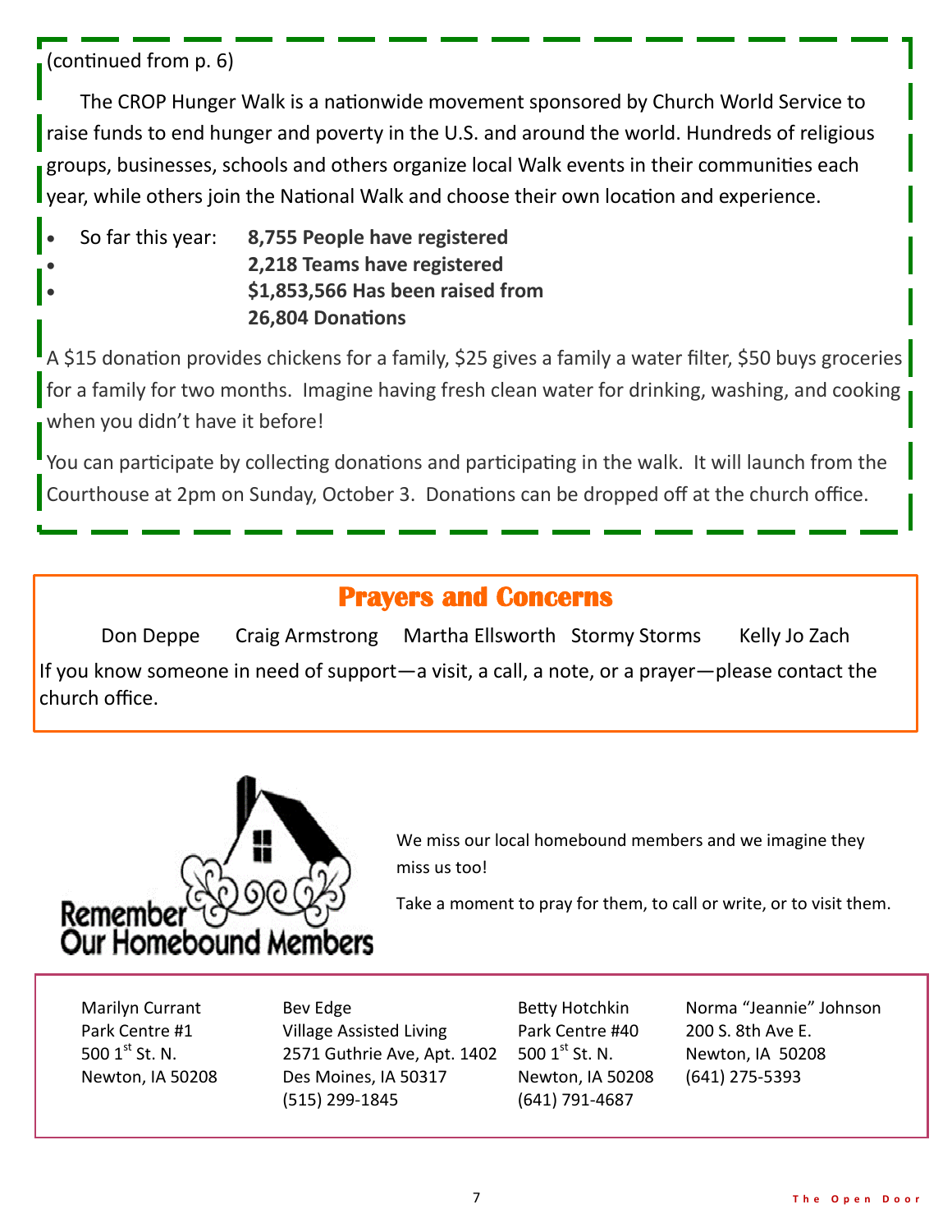(continued from p. 6)

The CROP Hunger Walk is a nationwide movement sponsored by Church World Service to raise funds to end hunger and poverty in the U.S. and around the world. Hundreds of religious groups, businesses, schools and others organize local Walk events in their communities each year, while others join the National Walk and choose their own location and experience.

- So far this year: **8,755 People have registered**
- **2,218 Teams have registered**
- **$1,853,566 Has been raised from 26,804 Donations**

A $15 donation provides chickens for a family, $25 gives a family a water filter, $50 buys groceries for a family for two months. Imagine having fresh clean water for drinking, washing, and cooking when you didn't have it before!

You can participate by collecting donations and participating in the walk. It will launch from the Courthouse at 2pm on Sunday, October 3. Donations can be dropped off at the church office.

## Prayers and Concerns

Don Deppe    Craig Armstrong    Martha Ellsworth    Stormy Storms    Kelly Jo Zach

If you know someone in need of support—a visit, a call, a note, or a prayer—please contact the church office.

## Remember Our Homebound Members

We miss our local homebound members and we imagine they miss us too!

Take a moment to pray for them, to call or write, or to visit them.

Marilyn Currant
Park Centre #1
500 1st St. N.
Newton, IA 50208

Bev Edge
Village Assisted Living
2571 Guthrie Ave, Apt. 1402
Des Moines, IA 50317
(515) 299-1845

Betty Hotchkin
Park Centre #40
500 1st St. N.
Newton, IA 50208
(641) 791-4687

Norma "Jeannie" Johnson
200 S. 8th Ave E.
Newton, IA 50208
(641) 275-5393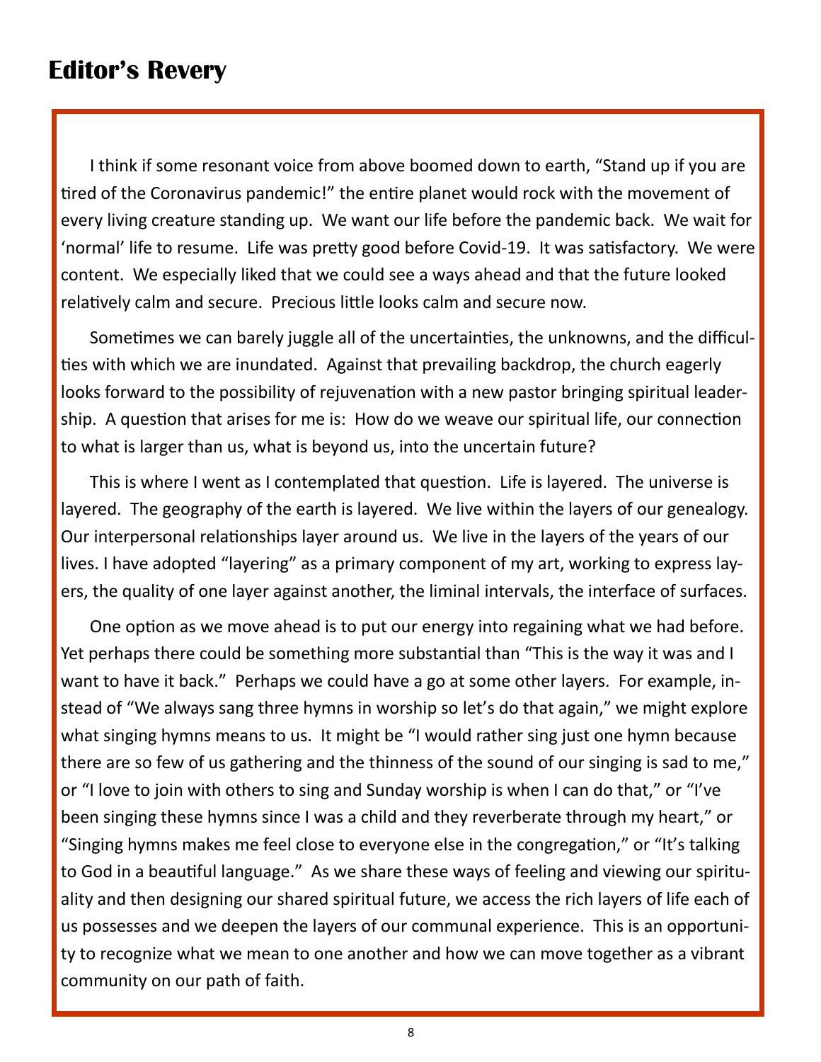## Editor's Revery

I think if some resonant voice from above boomed down to earth, "Stand up if you are tired of the Coronavirus pandemic!" the entire planet would rock with the movement of every living creature standing up. We want our life before the pandemic back. We wait for 'normal' life to resume. Life was pretty good before Covid-19. It was satisfactory. We were content. We especially liked that we could see a ways ahead and that the future looked relatively calm and secure. Precious little looks calm and secure now.

Sometimes we can barely juggle all of the uncertainties, the unknowns, and the difficulties with which we are inundated. Against that prevailing backdrop, the church eagerly looks forward to the possibility of rejuvenation with a new pastor bringing spiritual leadership. A question that arises for me is: How do we weave our spiritual life, our connection to what is larger than us, what is beyond us, into the uncertain future?

This is where I went as I contemplated that question. Life is layered. The universe is layered. The geography of the earth is layered. We live within the layers of our genealogy. Our interpersonal relationships layer around us. We live in the layers of the years of our lives. I have adopted "layering" as a primary component of my art, working to express layers, the quality of one layer against another, the liminal intervals, the interface of surfaces.

One option as we move ahead is to put our energy into regaining what we had before. Yet perhaps there could be something more substantial than "This is the way it was and I want to have it back." Perhaps we could have a go at some other layers. For example, instead of "We always sang three hymns in worship so let's do that again," we might explore what singing hymns means to us. It might be "I would rather sing just one hymn because there are so few of us gathering and the thinness of the sound of our singing is sad to me," or "I love to join with others to sing and Sunday worship is when I can do that," or "I've been singing these hymns since I was a child and they reverberate through my heart," or "Singing hymns makes me feel close to everyone else in the congregation," or "It's talking to God in a beautiful language." As we share these ways of feeling and viewing our spirituality and then designing our shared spiritual future, we access the rich layers of life each of us possesses and we deepen the layers of our communal experience. This is an opportunity to recognize what we mean to one another and how we can move together as a vibrant community on our path of faith.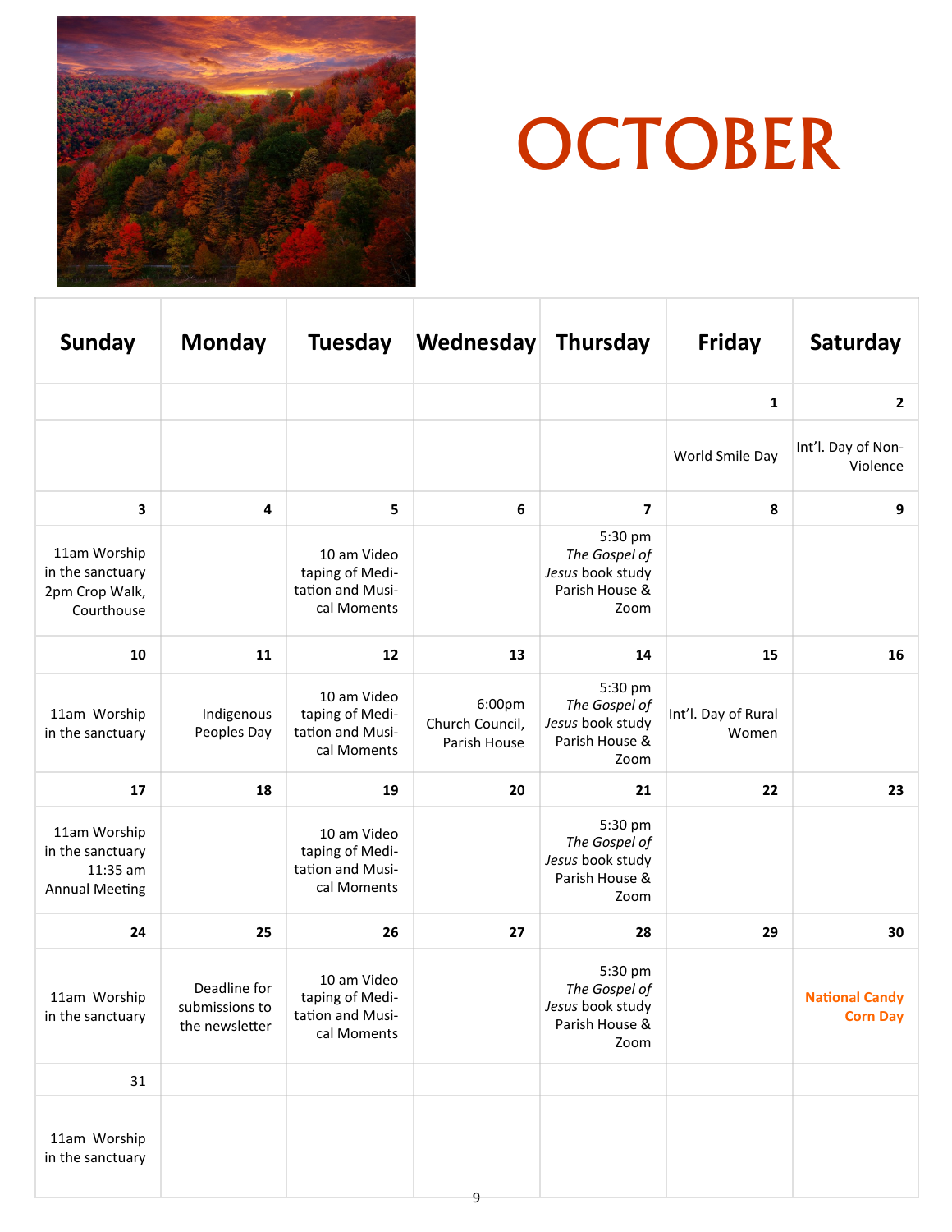# OCTOBER

| Sunday | Monday | Tuesday | Wednesday | Thursday | Friday | Saturday |
|---|---|---|---|---|---|---|
| | | | | | 1 | 2 |
| | | | | | World Smile Day | Int'l. Day of Non-Violence |
| 3 | 4 | 5 | 6 | 7 | 8 | 9 |
| 11am Worship in the sanctuary 2pm Crop Walk, Courthouse | | 10 am Video taping of Meditation and Musical Moments | | 5:30 pm *The Gospel of Jesus* book study Parish House & Zoom | | |
| 10 | 11 | 12 | 13 | 14 | 15 | 16 |
| 11am Worship in the sanctuary | Indigenous Peoples Day | 10 am Video taping of Meditation and Musical Moments | 6:00pm Church Council, Parish House | 5:30 pm *The Gospel of Jesus* book study Parish House & Zoom | Int'l. Day of Rural Women | |
| 17 | 18 | 19 | 20 | 21 | 22 | 23 |
| 11am Worship in the sanctuary 11:35 am Annual Meeting | | 10 am Video taping of Meditation and Musical Moments | | 5:30 pm *The Gospel of Jesus* book study Parish House & Zoom | | |
| 24 | 25 | 26 | 27 | 28 | 29 | 30 |
| 11am Worship in the sanctuary | Deadline for submissions to the newsletter | 10 am Video taping of Meditation and Musical Moments | | 5:30 pm *The Gospel of Jesus* book study Parish House & Zoom | | **National Candy Corn Day** |
| 31 | | | | | | |
| 11am Worship in the sanctuary | | | | | | |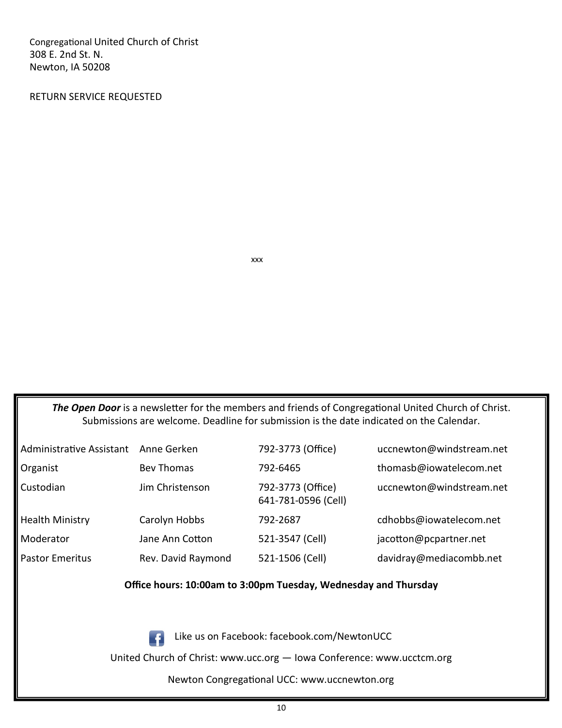Congregational United Church of Christ
308 E. 2nd St. N.
Newton, IA 50208

RETURN SERVICE REQUESTED

xxx

***The Open Door*** is a newsletter for the members and friends of Congregational United Church of Christ. Submissions are welcome. Deadline for submission is the date indicated on the Calendar.

| | | | |
|---|---|---|---|
| Administrative Assistant | Anne Gerken | 792-3773 (Office) | uccnewton@windstream.net |
| Organist | Bev Thomas | 792-6465 | thomasb@iowatelecom.net |
| Custodian | Jim Christenson | 792-3773 (Office) 641-781-0596 (Cell) | uccnewton@windstream.net |
| Health Ministry | Carolyn Hobbs | 792-2687 | cdhobbs@iowatelecom.net |
| Moderator | Jane Ann Cotton | 521-3547 (Cell) | jacotton@pcpartner.net |
| Pastor Emeritus | Rev. David Raymond | 521-1506 (Cell) | davidray@mediacombb.net |

**Office hours: 10:00am to 3:00pm Tuesday, Wednesday and Thursday**

Like us on Facebook: facebook.com/NewtonUCC

United Church of Christ: www.ucc.org — Iowa Conference: www.ucctcm.org

Newton Congregational UCC: www.uccnewton.org